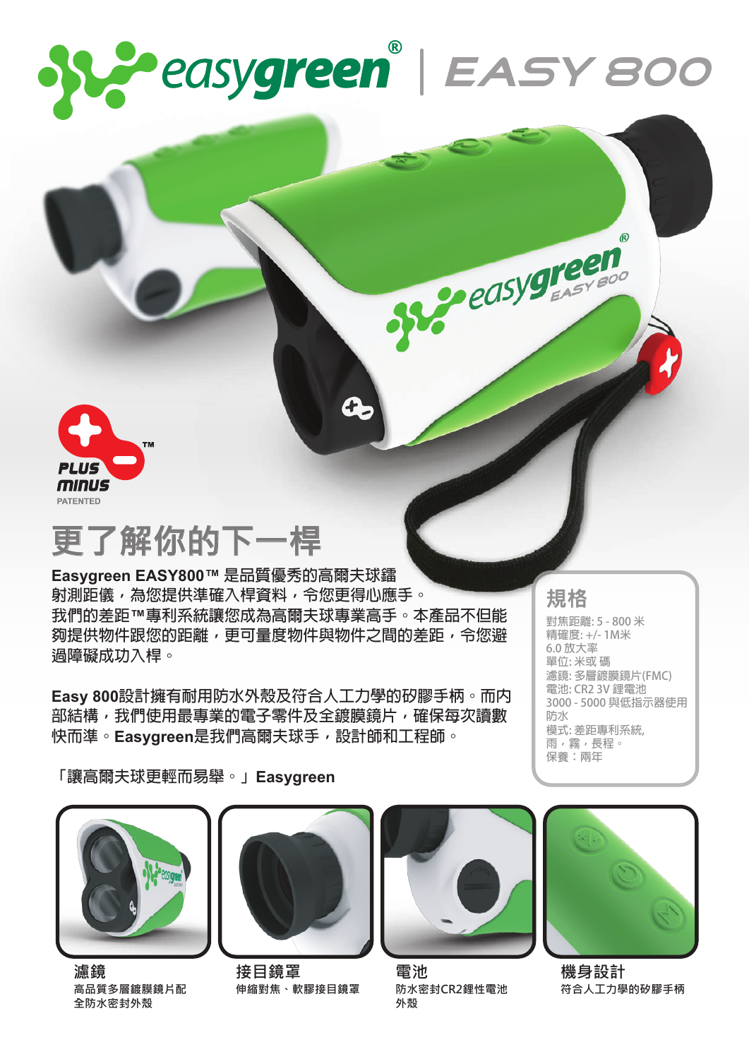# easygreen® | EASY 800

PLUS minus™ PATENTED

## 更了解你的下一桿

**Easygreen EASY800™ 是品質優秀的高爾夫球鐳射測距儀，為您提供準確入桿資料，令您更得心應手。我們的差距™專利系統讓您成為高爾夫球專業高手。本產品不但能夠提供物件跟您的距離，更可量度物件與物件之間的差距，令您避過障礙成功入桿。**

**Easy 800設計擁有耐用防水外殼及符合人工力學的矽膠手柄。而內部結構，我們使用最專業的電子零件及全鍍膜鏡片，確保每次讀數快而準。Easygreen是我們高爾夫球手，設計師和工程師。**

**「讓高爾夫球更輕而易舉。」Easygreen**

### 規格

對焦距離: 5 - 800 米
精確度: +/- 1M米
6.0 放大率
單位: 米或 碼
濾鏡: 多層鍍膜鏡片(FMC)
電池: CR2 3V 鋰電池
3000 - 5000 與低指示器使用
防水
模式: 差距專利系統,
雨，霧，長程。
保養：兩年

**濾鏡**
**高品質多層鍍膜鏡片配全防水密封外殼**

**接目鏡罩**
**伸縮對焦、軟膠接目鏡罩**

**電池**
**防水密封CR2鋰性電池外殼**

**機身設計**
**符合人工力學的矽膠手柄**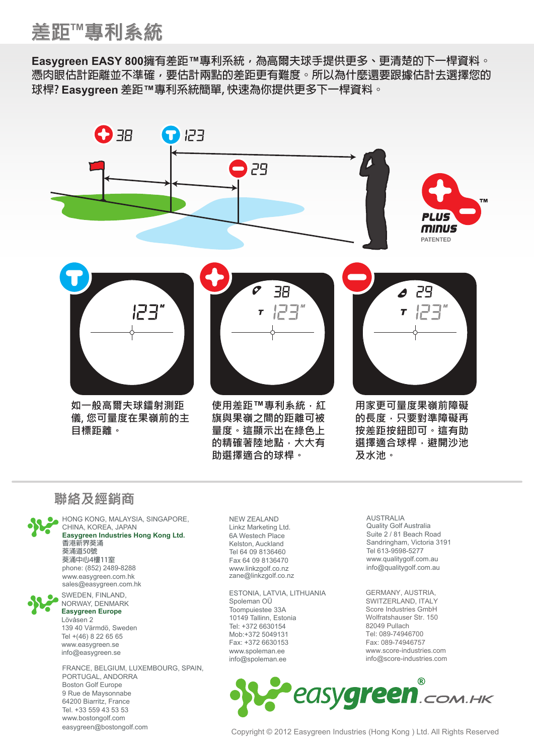# 差距™專利系統

**Easygreen EASY 800擁有差距™專利系統，為高爾夫球手提供更多、更清楚的下一桿資料。憑肉眼估計距離並不準確，要估計兩點的差距更有難度。所以為什麼還要跟據估計去選擇您的球桿? Easygreen 差距™專利系統簡單, 快速為你提供更多下一桿資料。**

38

123

29

PLUS MINUS™ PATENTED

123"

38 T 123"

29 T 123"

如一般高爾夫球鐳射測距儀, 您可量度在果嶺前的主目標距離。

使用差距™專利系統，紅旗與果嶺之間的距離可被量度。這顯示出在綠色上的精確著陸地點，大大有助選擇適合的球桿。

用家更可量度果嶺前障礙的長度，只要對準障礙再按差距按鈕即可。這有助選擇適合球桿，避開沙池及水池。

## 聯絡及經銷商

HONG KONG, MALAYSIA, SINGAPORE, CHINA, KOREA, JAPAN
**Easygreen Industries Hong Kong Ltd.**
香港新界葵涌
葵涌道50號
葵涌中心4樓11室
phone: (852) 2489-8288
www.easygreen.com.hk
sales@easygreen.com.hk

SWEDEN, FINLAND, NORWAY, DENMARK
**Easygreen Europe**
Lövåsen 2
139 40 Värmdö, Sweden
Tel +(46) 8 22 65 65
www.easygreen.se
info@easygreen.se

FRANCE, BELGIUM, LUXEMBOURG, SPAIN, PORTUGAL, ANDORRA
Boston Golf Europe
9 Rue de Maysonnabe
64200 Biarritz, France
Tel. +33 559 43 53 53
www.bostongolf.com
easygreen@bostongolf.com

NEW ZEALAND
Linkz Marketing Ltd.
6A Westech Place
Kelston, Auckland
Tel 64 09 8136460
Fax 64 09 8136470
www.linkzgolf.co.nz
zane@linkzgolf.co.nz

ESTONIA, LATVIA, LITHUANIA
Spoleman OÜ
Toompuiestee 33A
10149 Tallinn, Estonia
Tel: +372 6630154
Mob:+372 5049131
Fax: +372 6630153
www.spoleman.ee
info@spoleman.ee

AUSTRALIA
Quality Golf Australia
Suite 2 / 81 Beach Road
Sandringham, Victoria 3191
Tel 613-9598-5277
www.qualitygolf.com.au
info@qualitygolf.com.au

GERMANY, AUSTRIA, SWITZERLAND, ITALY
Score Industries GmbH
Wolfratshauser Str. 150
82049 Pullach
Tel: 089-74946700
Fax: 089-74946757
www.score-industries.com
info@score-industries.com

easygreen®.COM.HK

Copyright © 2012 Easygreen Industries (Hong Kong ) Ltd. All Rights Reserved